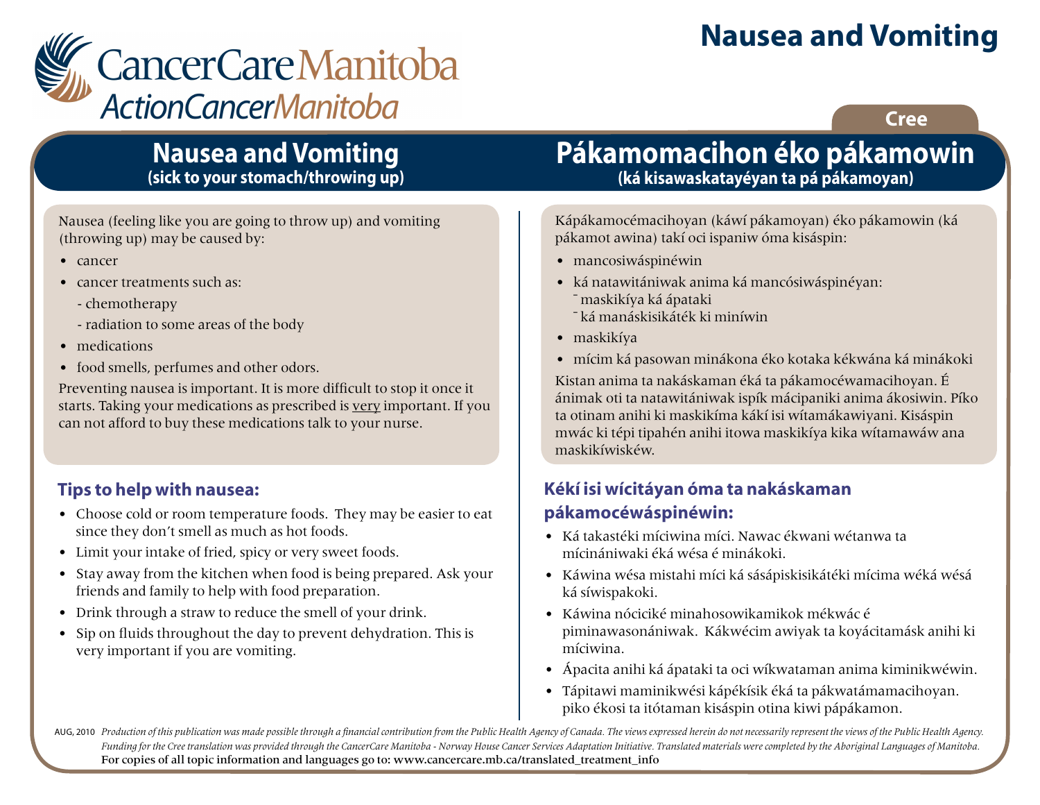# Nausea and Vomiting

CancerCare Manitoba
ActionCancerManitoba

Cree

## Nausea and Vomiting
**(sick to your stomach/throwing up)**

Nausea (feeling like you are going to throw up) and vomiting (throwing up) may be caused by:

- cancer
- cancer treatments such as:
  - chemotherapy
  - radiation to some areas of the body
- medications
- food smells, perfumes and other odors.

Preventing nausea is important. It is more difficult to stop it once it starts. Taking your medications as prescribed is <u>very</u> important. If you can not afford to buy these medications talk to your nurse.

### Tips to help with nausea:

- Choose cold or room temperature foods. They may be easier to eat since they don't smell as much as hot foods.
- Limit your intake of fried, spicy or very sweet foods.
- Stay away from the kitchen when food is being prepared. Ask your friends and family to help with food preparation.
- Drink through a straw to reduce the smell of your drink.
- Sip on fluids throughout the day to prevent dehydration. This is very important if you are vomiting.

## Pákamomacihon éko pákamowin
**(ká kisawaskatayéyan ta pá pákamoyan)**

Kápákamocémacihoyan (káwí pákamoyan) éko pákamowin (ká pákamot awina) takí oci ispaniw óma kisáspin:

- mancosiwáspinéwin
- ká natawitániwak anima ká mancósiwáspinéyan:
  - maskikíya ká ápataki
  - ká manáskisikáték ki miníwin
- maskikíya
- mícim ká pasowan minákona éko kotaka kékwána ká minákoki

Kistan anima ta nakáskaman éká ta pákamocéwamacihoyan. É ánimak oti ta natawitániwak ispík mácipaniki anima ákosiwin. Píko ta otinam anihi ki maskikíma kákí isi wítamákawiyani. Kisáspin mwác ki tépi tipahén anihi itowa maskikíya kika wítamawáw ana maskikíwiskéw.

### Kékí isi wícitáyan óma ta nakáskaman pákamocéwáspinéwin:

- Ká takastéki míciwina míci. Nawac ékwani wétanwa ta mícinániwaki éká wésa é minákoki.
- Káwina wésa mistahi míci ká sásápiskisikátéki mícima wéká wésá ká síwispakoki.
- Káwina nóciciké minahosowikamikok mékwác é piminawasonániwak. Kákwécim awiyak ta koyácitamásk anihi ki míciwina.
- Ápacita anihi ká ápataki ta oci wíkwataman anima kiminikwéwin.
- Tápitawi maminikwési kápékísik éká ta pákwatámamacihoyan. piko ékosi ta itótaman kisáspin otina kiwi pápákamon.

AUG, 2010 *Production of this publication was made possible through a financial contribution from the Public Health Agency of Canada. The views expressed herein do not necessarily represent the views of the Public Health Agency. Funding for the Cree translation was provided through the CancerCare Manitoba - Norway House Cancer Services Adaptation Initiative. Translated materials were completed by the Aboriginal Languages of Manitoba.*

For copies of all topic information and languages go to: www.cancercare.mb.ca/translated_treatment_info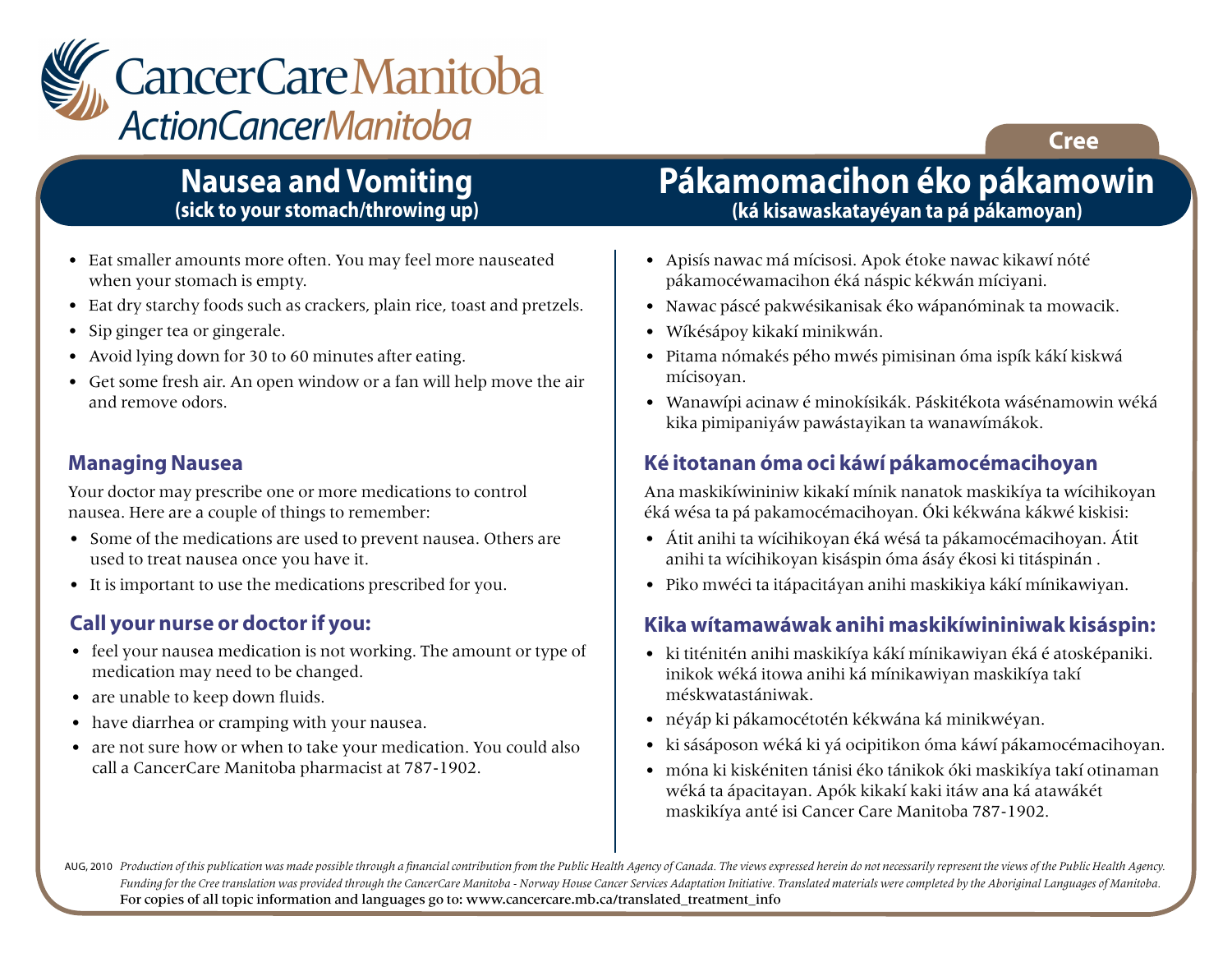CancerCare Manitoba
ActionCancerManitoba

Cree

# Nausea and Vomiting
**(sick to your stomach/throwing up)**

- Eat smaller amounts more often. You may feel more nauseated when your stomach is empty.
- Eat dry starchy foods such as crackers, plain rice, toast and pretzels.
- Sip ginger tea or gingerale.
- Avoid lying down for 30 to 60 minutes after eating.
- Get some fresh air. An open window or a fan will help move the air and remove odors.

## Managing Nausea

Your doctor may prescribe one or more medications to control nausea. Here are a couple of things to remember:

- Some of the medications are used to prevent nausea. Others are used to treat nausea once you have it.
- It is important to use the medications prescribed for you.

## Call your nurse or doctor if you:

- feel your nausea medication is not working. The amount or type of medication may need to be changed.
- are unable to keep down fluids.
- have diarrhea or cramping with your nausea.
- are not sure how or when to take your medication. You could also call a CancerCare Manitoba pharmacist at 787-1902.

# Pákamomacihon éko pákamowin
**(ká kisawaskatayéyan ta pá pákamoyan)**

- Apisís nawac má mícisosi. Apok étoke nawac kikawí nóté pákamocéwamacihon éká náspic kékwán míciyani.
- Nawac páscé pakwésikanisak éko wápanóminak ta mowacik.
- Wíkésápoy kikakí minikwán.
- Pitama nómakés ého mwés pimisinan óma ispík kákí kiskwá mícisoyan.
- Wanawípi acinaw é minokísikák. Páskitékota wásénamowin wéká kika pimipaniyáw pawástayikan ta wanawímákok.

## Ké itotanan óma oci káwí pákamocémacihoyan

Ana maskikíwininiw kikakí mínik nanatok maskikíya ta wícihikoyan éká wésa ta pá pakamocémacihoyan. Óki kékwána kákwé kiskisi:

- Átit anihi ta wícihikoyan éká wésá ta pákamocémacihoyan. Átit anihi ta wícihikoyan kisáspin óma ásáy ékosi ki titáspinán .
- Piko mwéci ta itápacitáyan anihi maskikiya kákí mínikawiyan.

## Kika wítamawáwak anihi maskikíwininiwak kisáspin:

- ki titénitén anihi maskikíya kákí mínikawiyan éká é atosképaniki. inikok wéká itowa anihi ká mínikawiyan maskikíya takí méskwatastániwak.
- néyáp ki pákamocétotén kékwána ká minikwéyan.
- ki sásáposon wéká ki yá ocipitikon óma káwí pákamocémacihoyan.
- móna ki kiskéniten tánisi éko tánikok óki maskikíya takí otinaman wéká ta ápacitayan. Apók kikakí kaki itáw ana ká atawákét maskikíya anté isi Cancer Care Manitoba 787-1902.

AUG, 2010 *Production of this publication was made possible through a financial contribution from the Public Health Agency of Canada. The views expressed herein do not necessarily represent the views of the Public Health Agency. Funding for the Cree translation was provided through the CancerCare Manitoba - Norway House Cancer Services Adaptation Initiative. Translated materials were completed by the Aboriginal Languages of Manitoba.*

For copies of all topic information and languages go to: www.cancercare.mb.ca/translated_treatment_info